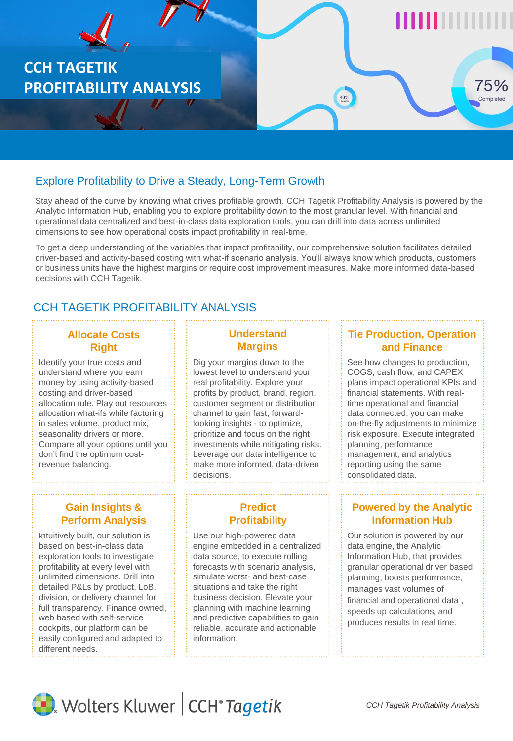# CCH TAGETIK PROFITABILITY ANALYSIS

## Explore Profitability to Drive a Steady, Long-Term Growth

Stay ahead of the curve by knowing what drives profitable growth. CCH Tagetik Profitability Analysis is powered by the Analytic Information Hub, enabling you to explore profitability down to the most granular level. With financial and operational data centralized and best-in-class data exploration tools, you can drill into data across unlimited dimensions to see how operational costs impact profitability in real-time.

To get a deep understanding of the variables that impact profitability, our comprehensive solution facilitates detailed driver-based and activity-based costing with what-if scenario analysis. You'll always know which products, customers or business units have the highest margins or require cost improvement measures. Make more informed data-based decisions with CCH Tagetik.

## CCH TAGETIK PROFITABILITY ANALYSIS

### Allocate Costs Right

Identify your true costs and understand where you earn money by using activity-based costing and driver-based allocation rule. Play out resources allocation what-ifs while factoring in sales volume, product mix, seasonality drivers or more. Compare all your options until you don't find the optimum cost-revenue balancing.

### Understand Margins

Dig your margins down to the lowest level to understand your real profitability. Explore your profits by product, brand, region, customer segment or distribution channel to gain fast, forward-looking insights - to optimize, prioritize and focus on the right investments while mitigating risks. Leverage our data intelligence to make more informed, data-driven decisions.

### Tie Production, Operation and Finance

See how changes to production, COGS, cash flow, and CAPEX plans impact operational KPIs and financial statements. With real-time operational and financial data connected, you can make on-the-fly adjustments to minimize risk exposure. Execute integrated planning, performance management, and analytics reporting using the same consolidated data.

### Gain Insights & Perform Analysis

Intuitively built, our solution is based on best-in-class data exploration tools to investigate profitability at every level with unlimited dimensions. Drill into detailed P&Ls by product, LoB, division, or delivery channel for full transparency. Finance owned, web based with self-service cockpits, our platform can be easily configured and adapted to different needs.

### Predict Profitability

Use our high-powered data engine embedded in a centralized data source, to execute rolling forecasts with scenario analysis, simulate worst- and best-case situations and take the right business decision. Elevate your planning with machine learning and predictive capabilities to gain reliable, accurate and actionable information.

### Powered by the Analytic Information Hub

Our solution is powered by our data engine, the Analytic Information Hub, that provides granular operational driver based planning, boosts performance, manages vast volumes of financial and operational data , speeds up calculations, and produces results in real time.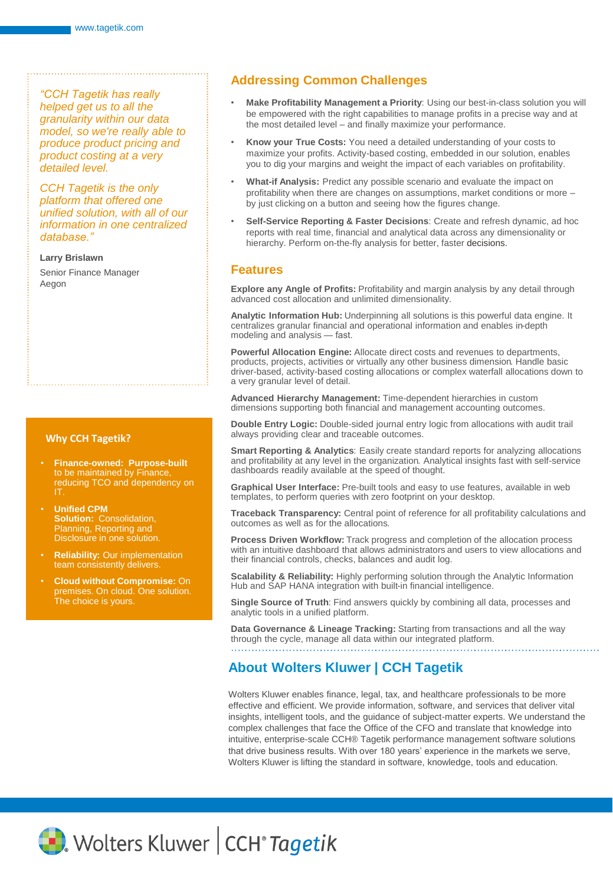*"CCH Tagetik has really helped get us to all the granularity within our data model, so we're really able to produce product pricing and product costing at a very detailed level.*

*CCH Tagetik is the only platform that offered one unified solution, with all of our information in one centralized database."*

**Larry Brislawn**

Senior Finance Manager
Aegon

### Why CCH Tagetik?

- **Finance-owned: Purpose-built** to be maintained by Finance, reducing TCO and dependency on IT.
- **Unified CPM Solution:** Consolidation, Planning, Reporting and Disclosure in one solution.
- **Reliability:** Our implementation team consistently delivers.
- **Cloud without Compromise:** On premises. On cloud. One solution. The choice is yours.

## Addressing Common Challenges

- **Make Profitability Management a Priority**: Using our best-in-class solution you will be empowered with the right capabilities to manage profits in a precise way and at the most detailed level – and finally maximize your performance.
- **Know your True Costs:** You need a detailed understanding of your costs to maximize your profits. Activity-based costing, embedded in our solution, enables you to dig your margins and weight the impact of each variables on profitability.
- **What-if Analysis:** Predict any possible scenario and evaluate the impact on profitability when there are changes on assumptions, market conditions or more – by just clicking on a button and seeing how the figures change.
- **Self-Service Reporting & Faster Decisions**: Create and refresh dynamic, ad hoc reports with real time, financial and analytical data across any dimensionality or hierarchy. Perform on-the-fly analysis for better, faster decisions.

## Features

**Explore any Angle of Profits:** Profitability and margin analysis by any detail through advanced cost allocation and unlimited dimensionality.

**Analytic Information Hub:** Underpinning all solutions is this powerful data engine. It centralizes granular financial and operational information and enables in-depth modeling and analysis — fast.

**Powerful Allocation Engine:** Allocate direct costs and revenues to departments, products, projects, activities or virtually any other business dimension. Handle basic driver-based, activity-based costing allocations or complex waterfall allocations down to a very granular level of detail.

**Advanced Hierarchy Management:** Time-dependent hierarchies in custom dimensions supporting both financial and management accounting outcomes.

**Double Entry Logic:** Double-sided journal entry logic from allocations with audit trail always providing clear and traceable outcomes.

**Smart Reporting & Analytics**: Easily create standard reports for analyzing allocations and profitability at any level in the organization. Analytical insights fast with self-service dashboards readily available at the speed of thought.

**Graphical User Interface:** Pre-built tools and easy to use features, available in web templates, to perform queries with zero footprint on your desktop.

**Traceback Transparency:** Central point of reference for all profitability calculations and outcomes as well as for the allocations.

**Process Driven Workflow:** Track progress and completion of the allocation process with an intuitive dashboard that allows administrators and users to view allocations and their financial controls, checks, balances and audit log.

**Scalability & Reliability:** Highly performing solution through the Analytic Information Hub and SAP HANA integration with built-in financial intelligence.

**Single Source of Truth**: Find answers quickly by combining all data, processes and analytic tools in a unified platform.

**Data Governance & Lineage Tracking:** Starting from transactions and all the way through the cycle, manage all data within our integrated platform.

## About Wolters Kluwer | CCH Tagetik

Wolters Kluwer enables finance, legal, tax, and healthcare professionals to be more effective and efficient. We provide information, software, and services that deliver vital insights, intelligent tools, and the guidance of subject-matter experts. We understand the complex challenges that face the Office of the CFO and translate that knowledge into intuitive, enterprise-scale CCH® Tagetik performance management software solutions that drive business results. With over 180 years' experience in the markets we serve, Wolters Kluwer is lifting the standard in software, knowledge, tools and education.

Wolters Kluwer | CCH® Tagetik